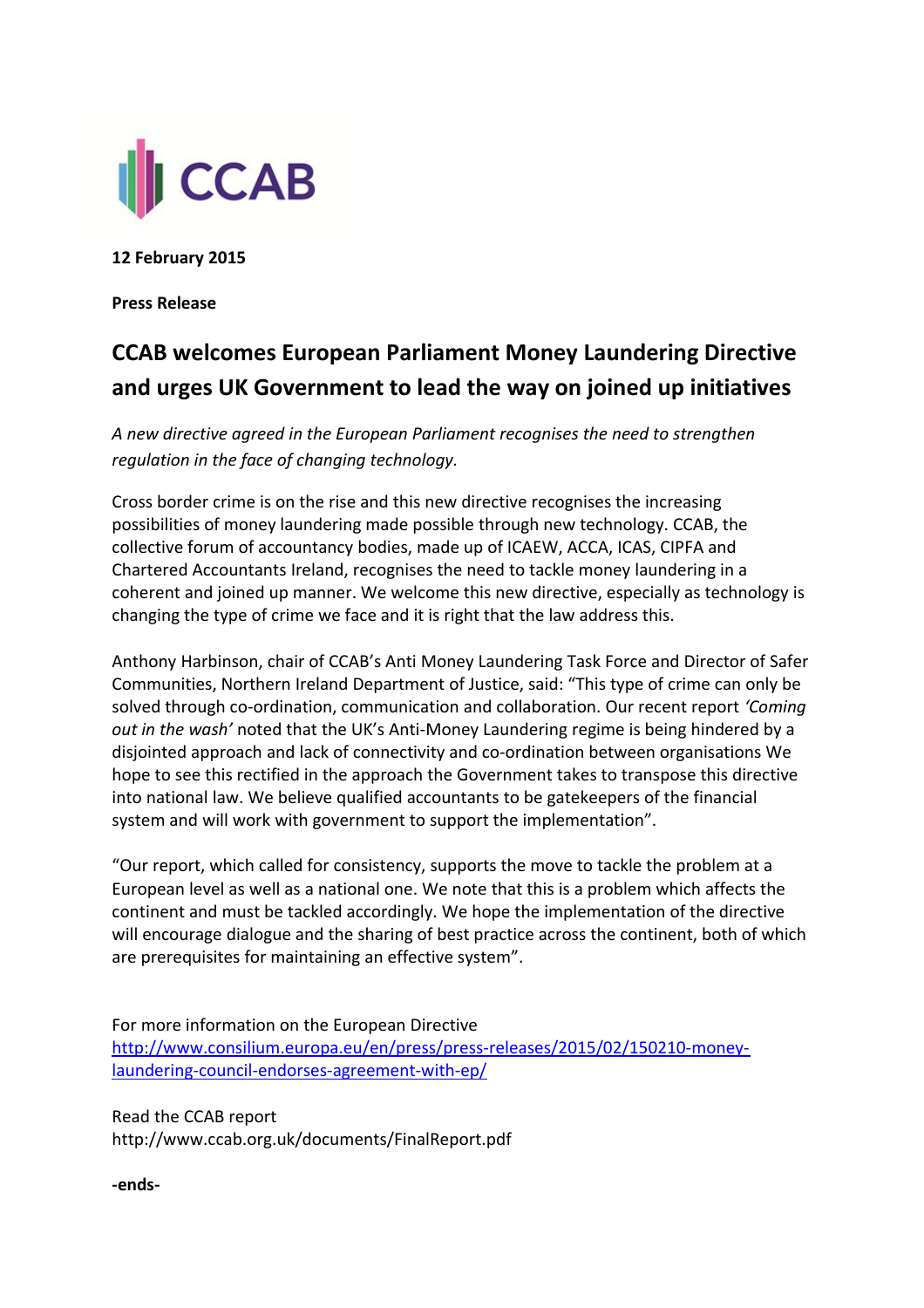CCAB

**12 February 2015**

**Press Release**

# CCAB welcomes European Parliament Money Laundering Directive and urges UK Government to lead the way on joined up initiatives

*A new directive agreed in the European Parliament recognises the need to strengthen regulation in the face of changing technology.*

Cross border crime is on the rise and this new directive recognises the increasing possibilities of money laundering made possible through new technology. CCAB, the collective forum of accountancy bodies, made up of ICAEW, ACCA, ICAS, CIPFA and Chartered Accountants Ireland, recognises the need to tackle money laundering in a coherent and joined up manner. We welcome this new directive, especially as technology is changing the type of crime we face and it is right that the law address this.

Anthony Harbinson, chair of CCAB's Anti Money Laundering Task Force and Director of Safer Communities, Northern Ireland Department of Justice, said: "This type of crime can only be solved through co-ordination, communication and collaboration. Our recent report *'Coming out in the wash'* noted that the UK's Anti-Money Laundering regime is being hindered by a disjointed approach and lack of connectivity and co-ordination between organisations We hope to see this rectified in the approach the Government takes to transpose this directive into national law. We believe qualified accountants to be gatekeepers of the financial system and will work with government to support the implementation".

"Our report, which called for consistency, supports the move to tackle the problem at a European level as well as a national one. We note that this is a problem which affects the continent and must be tackled accordingly. We hope the implementation of the directive will encourage dialogue and the sharing of best practice across the continent, both of which are prerequisites for maintaining an effective system".

For more information on the European Directive
http://www.consilium.europa.eu/en/press/press-releases/2015/02/150210-money-laundering-council-endorses-agreement-with-ep/

Read the CCAB report
http://www.ccab.org.uk/documents/FinalReport.pdf

**-ends-**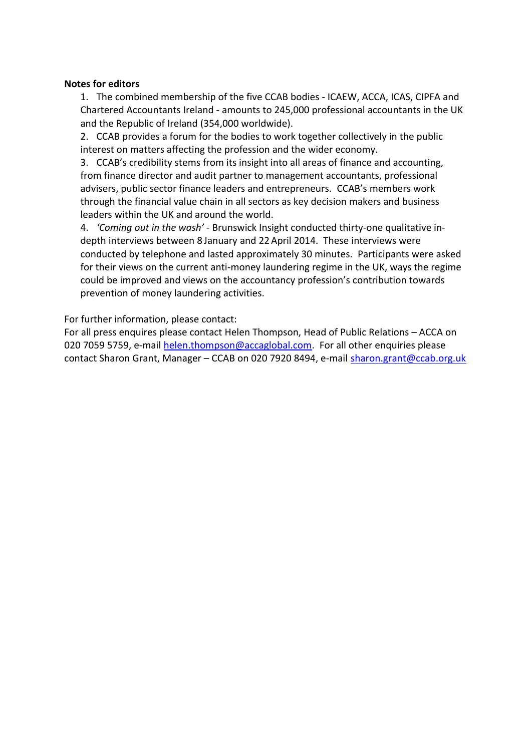**Notes for editors**

1. The combined membership of the five CCAB bodies - ICAEW, ACCA, ICAS, CIPFA and Chartered Accountants Ireland - amounts to 245,000 professional accountants in the UK and the Republic of Ireland (354,000 worldwide).
2. CCAB provides a forum for the bodies to work together collectively in the public interest on matters affecting the profession and the wider economy.
3. CCAB's credibility stems from its insight into all areas of finance and accounting, from finance director and audit partner to management accountants, professional advisers, public sector finance leaders and entrepreneurs. CCAB's members work through the financial value chain in all sectors as key decision makers and business leaders within the UK and around the world.
4. *'Coming out in the wash'* - Brunswick Insight conducted thirty-one qualitative in-depth interviews between 8 January and 22 April 2014. These interviews were conducted by telephone and lasted approximately 30 minutes. Participants were asked for their views on the current anti-money laundering regime in the UK, ways the regime could be improved and views on the accountancy profession's contribution towards prevention of money laundering activities.

For further information, please contact:

For all press enquires please contact Helen Thompson, Head of Public Relations – ACCA on 020 7059 5759, e-mail helen.thompson@accaglobal.com. For all other enquiries please contact Sharon Grant, Manager – CCAB on 020 7920 8494, e-mail sharon.grant@ccab.org.uk